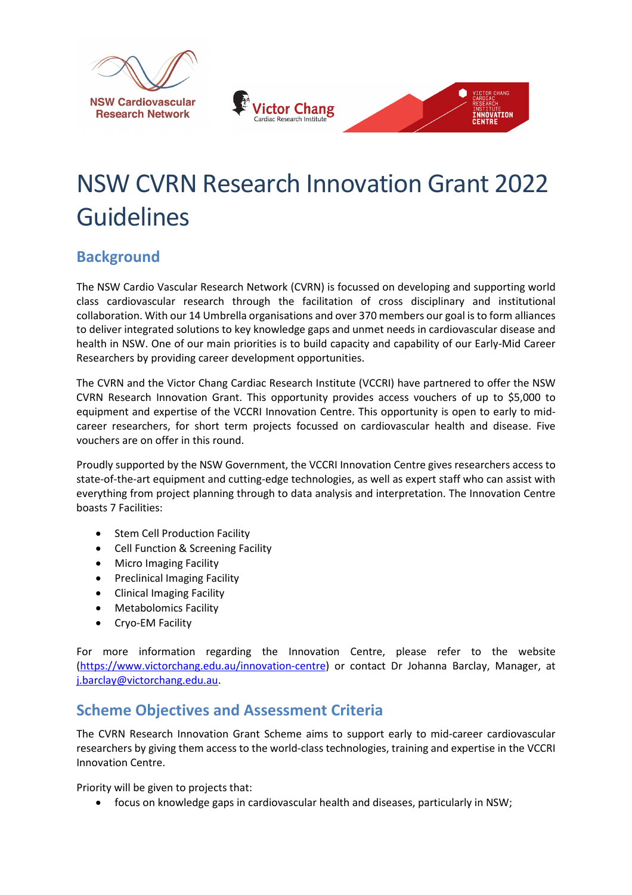# NSW CVRN Research Innovation Grant 2022 Guidelines

## Background

The NSW Cardio Vascular Research Network (CVRN) is focussed on developing and supporting world class cardiovascular research through the facilitation of cross disciplinary and institutional collaboration. With our 14 Umbrella organisations and over 370 members our goal is to form alliances to deliver integrated solutions to key knowledge gaps and unmet needs in cardiovascular disease and health in NSW. One of our main priorities is to build capacity and capability of our Early-Mid Career Researchers by providing career development opportunities.

The CVRN and the Victor Chang Cardiac Research Institute (VCCRI) have partnered to offer the NSW CVRN Research Innovation Grant. This opportunity provides access vouchers of up to $5,000 to equipment and expertise of the VCCRI Innovation Centre. This opportunity is open to early to mid-career researchers, for short term projects focussed on cardiovascular health and disease. Five vouchers are on offer in this round.

Proudly supported by the NSW Government, the VCCRI Innovation Centre gives researchers access to state-of-the-art equipment and cutting-edge technologies, as well as expert staff who can assist with everything from project planning through to data analysis and interpretation. The Innovation Centre boasts 7 Facilities:

- Stem Cell Production Facility
- Cell Function & Screening Facility
- Micro Imaging Facility
- Preclinical Imaging Facility
- Clinical Imaging Facility
- Metabolomics Facility
- Cryo-EM Facility

For more information regarding the Innovation Centre, please refer to the website (https://www.victorchang.edu.au/innovation-centre) or contact Dr Johanna Barclay, Manager, at j.barclay@victorchang.edu.au.

## Scheme Objectives and Assessment Criteria

The CVRN Research Innovation Grant Scheme aims to support early to mid-career cardiovascular researchers by giving them access to the world-class technologies, training and expertise in the VCCRI Innovation Centre.

Priority will be given to projects that:

- focus on knowledge gaps in cardiovascular health and diseases, particularly in NSW;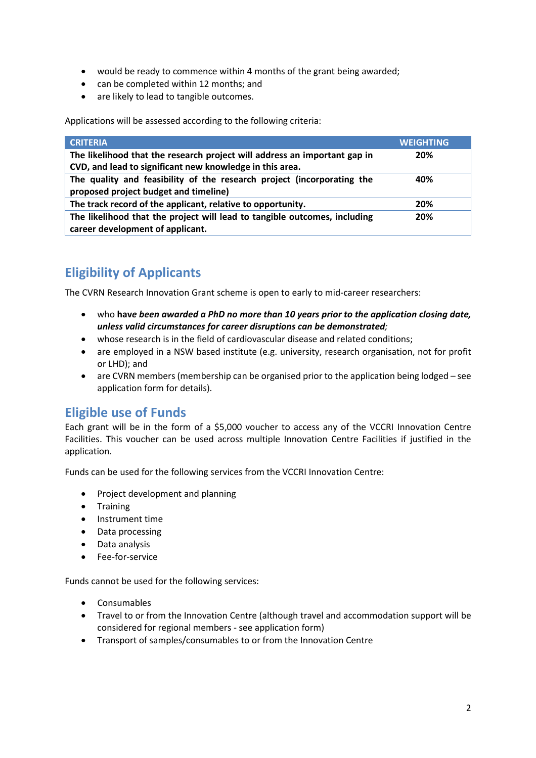- would be ready to commence within 4 months of the grant being awarded;
- can be completed within 12 months; and
- are likely to lead to tangible outcomes.

Applications will be assessed according to the following criteria:

| CRITERIA | WEIGHTING |
|---|---|
| **The likelihood that the research project will address an important gap in CVD, and lead to significant new knowledge in this area.** | **20%** |
| **The quality and feasibility of the research project (incorporating the proposed project budget and timeline)** | **40%** |
| **The track record of the applicant, relative to opportunity.** | **20%** |
| **The likelihood that the project will lead to tangible outcomes, including career development of applicant.** | **20%** |

## Eligibility of Applicants

The CVRN Research Innovation Grant scheme is open to early to mid-career researchers:

- who **hav*e been awarded a PhD no more than 10 years prior to the application closing date, unless valid circumstances for career disruptions can be demonstrated*;**
- whose research is in the field of cardiovascular disease and related conditions;
- are employed in a NSW based institute (e.g. university, research organisation, not for profit or LHD); and
- are CVRN members (membership can be organised prior to the application being lodged – see application form for details).

## Eligible use of Funds

Each grant will be in the form of a $5,000 voucher to access any of the VCCRI Innovation Centre Facilities. This voucher can be used across multiple Innovation Centre Facilities if justified in the application.

Funds can be used for the following services from the VCCRI Innovation Centre:

- Project development and planning
- Training
- Instrument time
- Data processing
- Data analysis
- Fee-for-service

Funds cannot be used for the following services:

- Consumables
- Travel to or from the Innovation Centre (although travel and accommodation support will be considered for regional members - see application form)
- Transport of samples/consumables to or from the Innovation Centre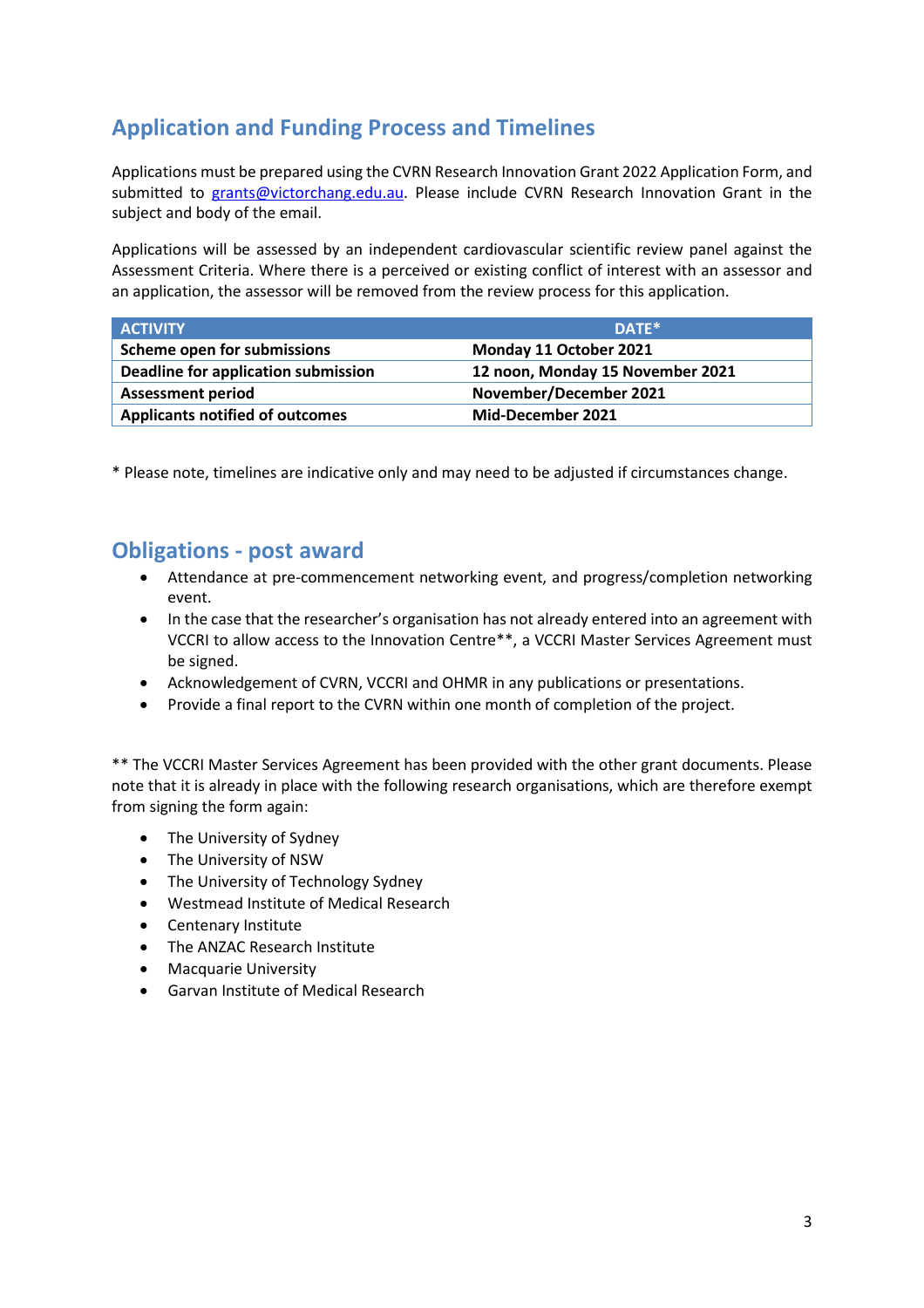## Application and Funding Process and Timelines

Applications must be prepared using the CVRN Research Innovation Grant 2022 Application Form, and submitted to [grants@victorchang.edu.au](mailto:grants@victorchang.edu.au). Please include CVRN Research Innovation Grant in the subject and body of the email.

Applications will be assessed by an independent cardiovascular scientific review panel against the Assessment Criteria. Where there is a perceived or existing conflict of interest with an assessor and an application, the assessor will be removed from the review process for this application.

| ACTIVITY | DATE* |
|---|---|
| **Scheme open for submissions** | **Monday 11 October 2021** |
| **Deadline for application submission** | **12 noon, Monday 15 November 2021** |
| **Assessment period** | **November/December 2021** |
| **Applicants notified of outcomes** | **Mid-December 2021** |

* Please note, timelines are indicative only and may need to be adjusted if circumstances change.

## Obligations - post award

- Attendance at pre-commencement networking event, and progress/completion networking event.
- In the case that the researcher's organisation has not already entered into an agreement with VCCRI to allow access to the Innovation Centre**, a VCCRI Master Services Agreement must be signed.
- Acknowledgement of CVRN, VCCRI and OHMR in any publications or presentations.
- Provide a final report to the CVRN within one month of completion of the project.

** The VCCRI Master Services Agreement has been provided with the other grant documents. Please note that it is already in place with the following research organisations, which are therefore exempt from signing the form again:

- The University of Sydney
- The University of NSW
- The University of Technology Sydney
- Westmead Institute of Medical Research
- Centenary Institute
- The ANZAC Research Institute
- Macquarie University
- Garvan Institute of Medical Research